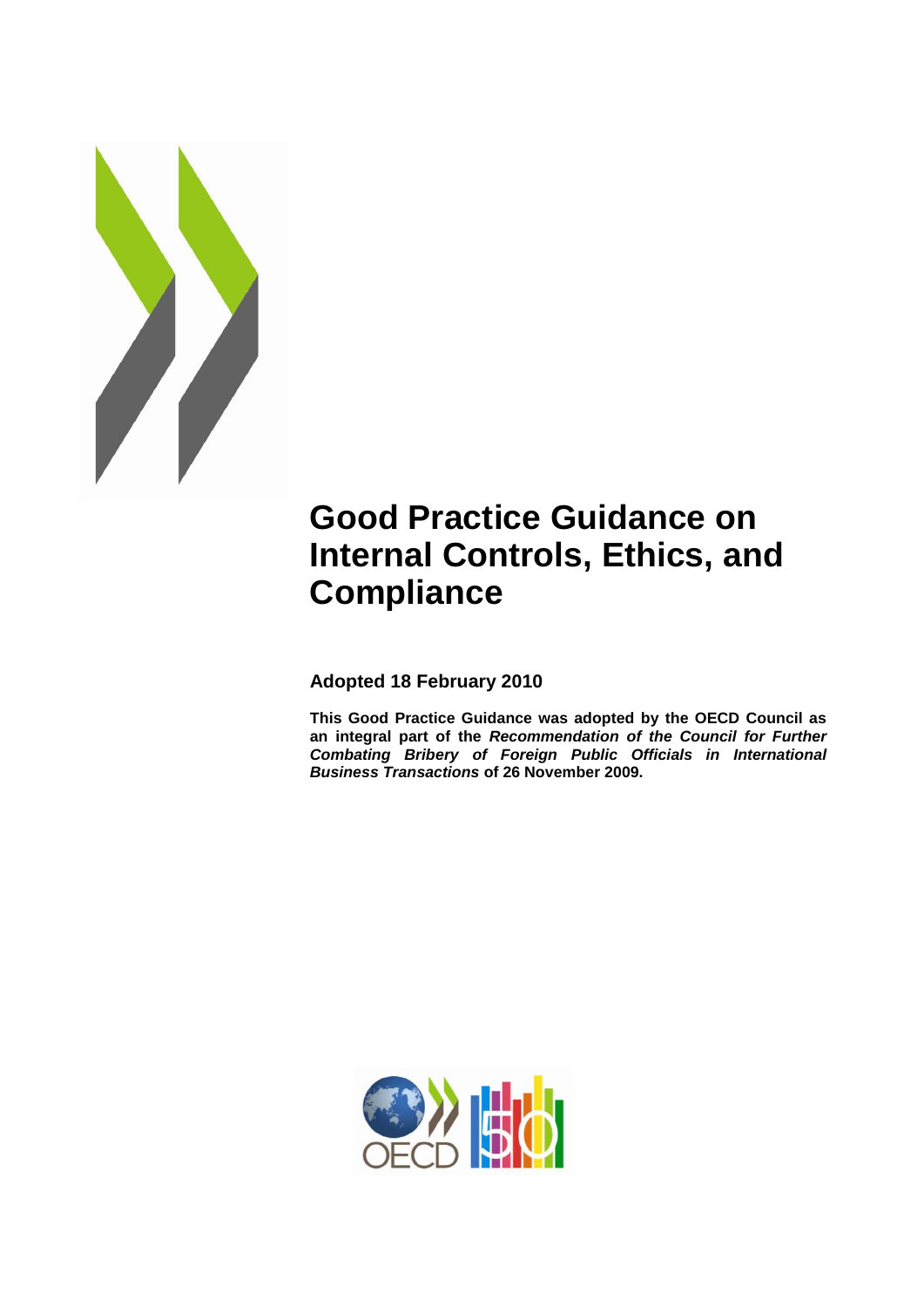# Good Practice Guidance on Internal Controls, Ethics, and Compliance

**Adopted 18 February 2010**

**This Good Practice Guidance was adopted by the OECD Council as an integral part of the *Recommendation of the Council for Further Combating Bribery of Foreign Public Officials in International Business Transactions* of 26 November 2009.**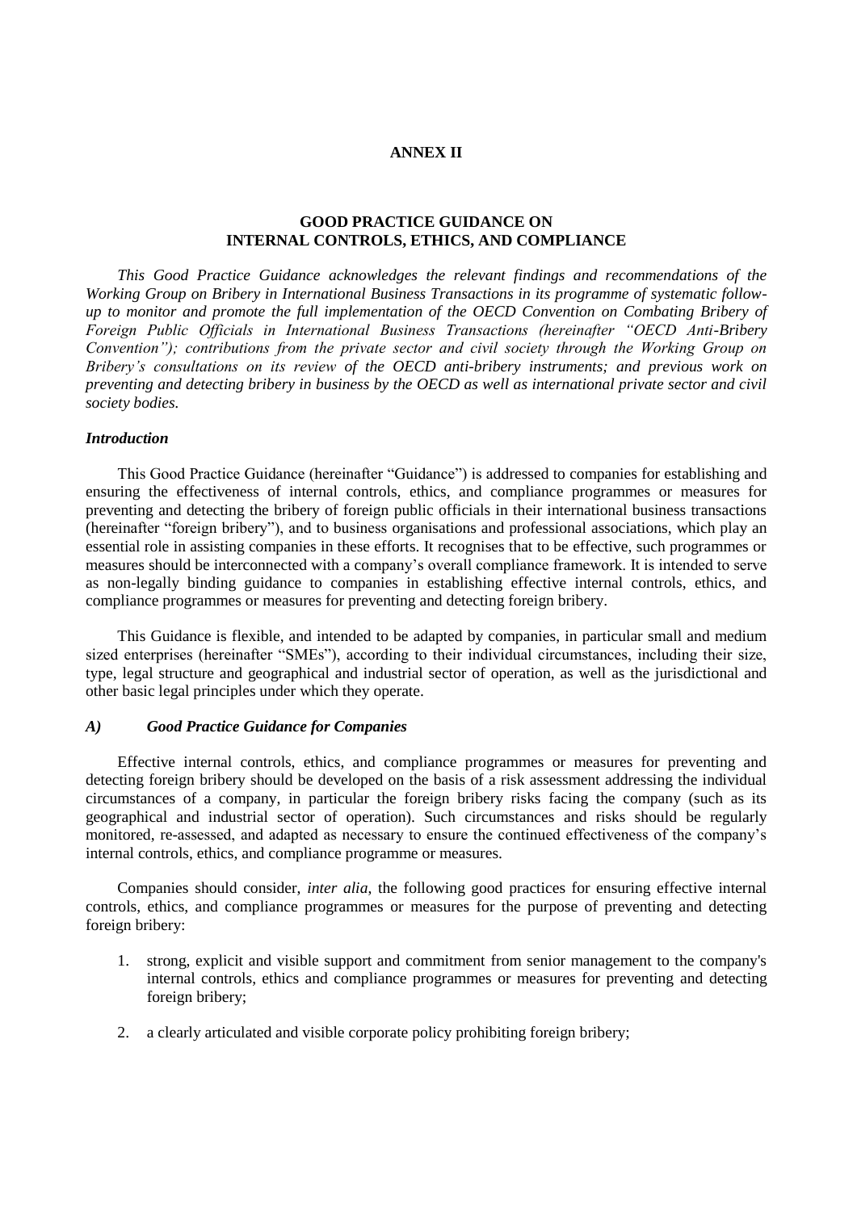# ANNEX II

## GOOD PRACTICE GUIDANCE ON INTERNAL CONTROLS, ETHICS, AND COMPLIANCE

*This Good Practice Guidance acknowledges the relevant findings and recommendations of the Working Group on Bribery in International Business Transactions in its programme of systematic follow-up to monitor and promote the full implementation of the OECD Convention on Combating Bribery of Foreign Public Officials in International Business Transactions (hereinafter "OECD Anti-Bribery Convention"); contributions from the private sector and civil society through the Working Group on Bribery's consultations on its review of the OECD anti-bribery instruments; and previous work on preventing and detecting bribery in business by the OECD as well as international private sector and civil society bodies.*

### *Introduction*

This Good Practice Guidance (hereinafter "Guidance") is addressed to companies for establishing and ensuring the effectiveness of internal controls, ethics, and compliance programmes or measures for preventing and detecting the bribery of foreign public officials in their international business transactions (hereinafter "foreign bribery"), and to business organisations and professional associations, which play an essential role in assisting companies in these efforts. It recognises that to be effective, such programmes or measures should be interconnected with a company's overall compliance framework. It is intended to serve as non-legally binding guidance to companies in establishing effective internal controls, ethics, and compliance programmes or measures for preventing and detecting foreign bribery.

This Guidance is flexible, and intended to be adapted by companies, in particular small and medium sized enterprises (hereinafter "SMEs"), according to their individual circumstances, including their size, type, legal structure and geographical and industrial sector of operation, as well as the jurisdictional and other basic legal principles under which they operate.

### *A) Good Practice Guidance for Companies*

Effective internal controls, ethics, and compliance programmes or measures for preventing and detecting foreign bribery should be developed on the basis of a risk assessment addressing the individual circumstances of a company, in particular the foreign bribery risks facing the company (such as its geographical and industrial sector of operation). Such circumstances and risks should be regularly monitored, re-assessed, and adapted as necessary to ensure the continued effectiveness of the company's internal controls, ethics, and compliance programme or measures.

Companies should consider, *inter alia*, the following good practices for ensuring effective internal controls, ethics, and compliance programmes or measures for the purpose of preventing and detecting foreign bribery:

1. strong, explicit and visible support and commitment from senior management to the company's internal controls, ethics and compliance programmes or measures for preventing and detecting foreign bribery;

2. a clearly articulated and visible corporate policy prohibiting foreign bribery;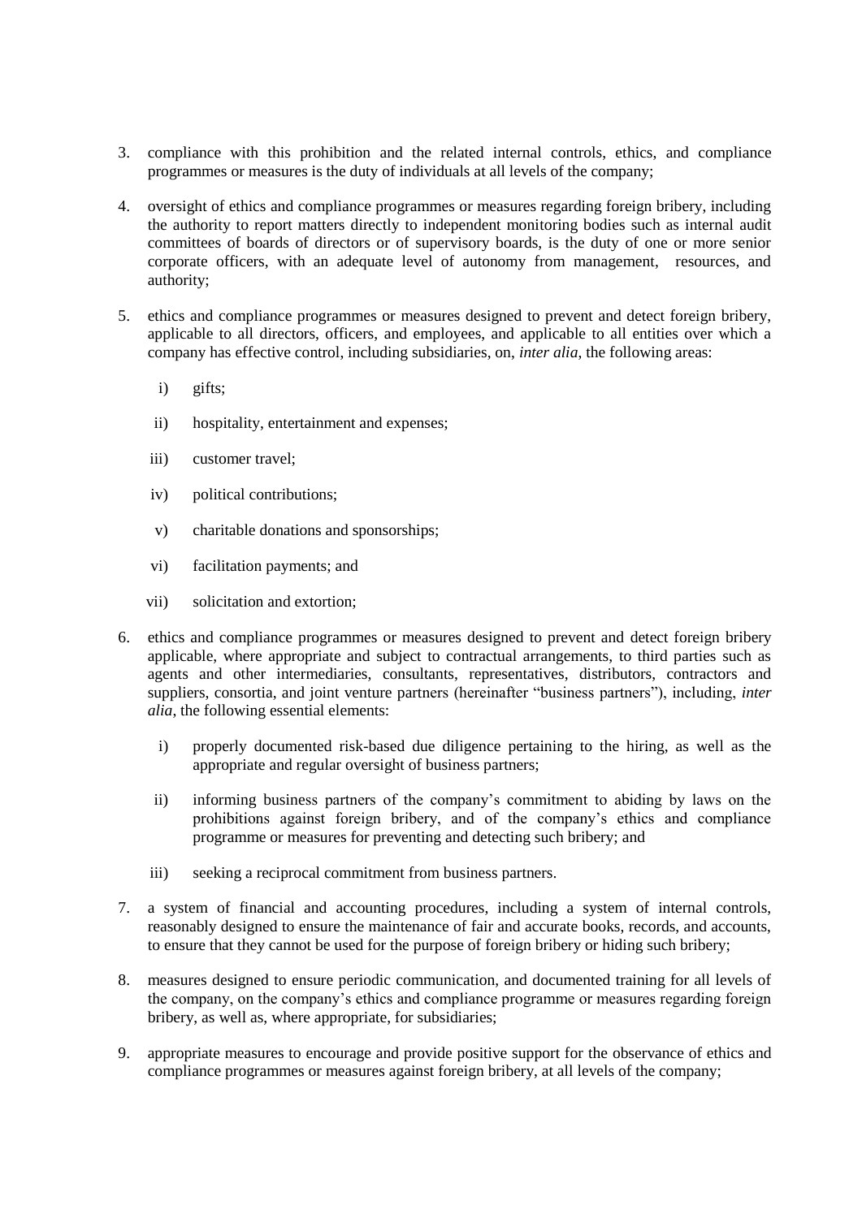3. compliance with this prohibition and the related internal controls, ethics, and compliance programmes or measures is the duty of individuals at all levels of the company;

4. oversight of ethics and compliance programmes or measures regarding foreign bribery, including the authority to report matters directly to independent monitoring bodies such as internal audit committees of boards of directors or of supervisory boards, is the duty of one or more senior corporate officers, with an adequate level of autonomy from management, resources, and authority;

5. ethics and compliance programmes or measures designed to prevent and detect foreign bribery, applicable to all directors, officers, and employees, and applicable to all entities over which a company has effective control, including subsidiaries, on, *inter alia*, the following areas:

   i) gifts;

   ii) hospitality, entertainment and expenses;

   iii) customer travel;

   iv) political contributions;

   v) charitable donations and sponsorships;

   vi) facilitation payments; and

   vii) solicitation and extortion;

6. ethics and compliance programmes or measures designed to prevent and detect foreign bribery applicable, where appropriate and subject to contractual arrangements, to third parties such as agents and other intermediaries, consultants, representatives, distributors, contractors and suppliers, consortia, and joint venture partners (hereinafter "business partners"), including, *inter alia*, the following essential elements:

   i) properly documented risk-based due diligence pertaining to the hiring, as well as the appropriate and regular oversight of business partners;

   ii) informing business partners of the company's commitment to abiding by laws on the prohibitions against foreign bribery, and of the company's ethics and compliance programme or measures for preventing and detecting such bribery; and

   iii) seeking a reciprocal commitment from business partners.

7. a system of financial and accounting procedures, including a system of internal controls, reasonably designed to ensure the maintenance of fair and accurate books, records, and accounts, to ensure that they cannot be used for the purpose of foreign bribery or hiding such bribery;

8. measures designed to ensure periodic communication, and documented training for all levels of the company, on the company's ethics and compliance programme or measures regarding foreign bribery, as well as, where appropriate, for subsidiaries;

9. appropriate measures to encourage and provide positive support for the observance of ethics and compliance programmes or measures against foreign bribery, at all levels of the company;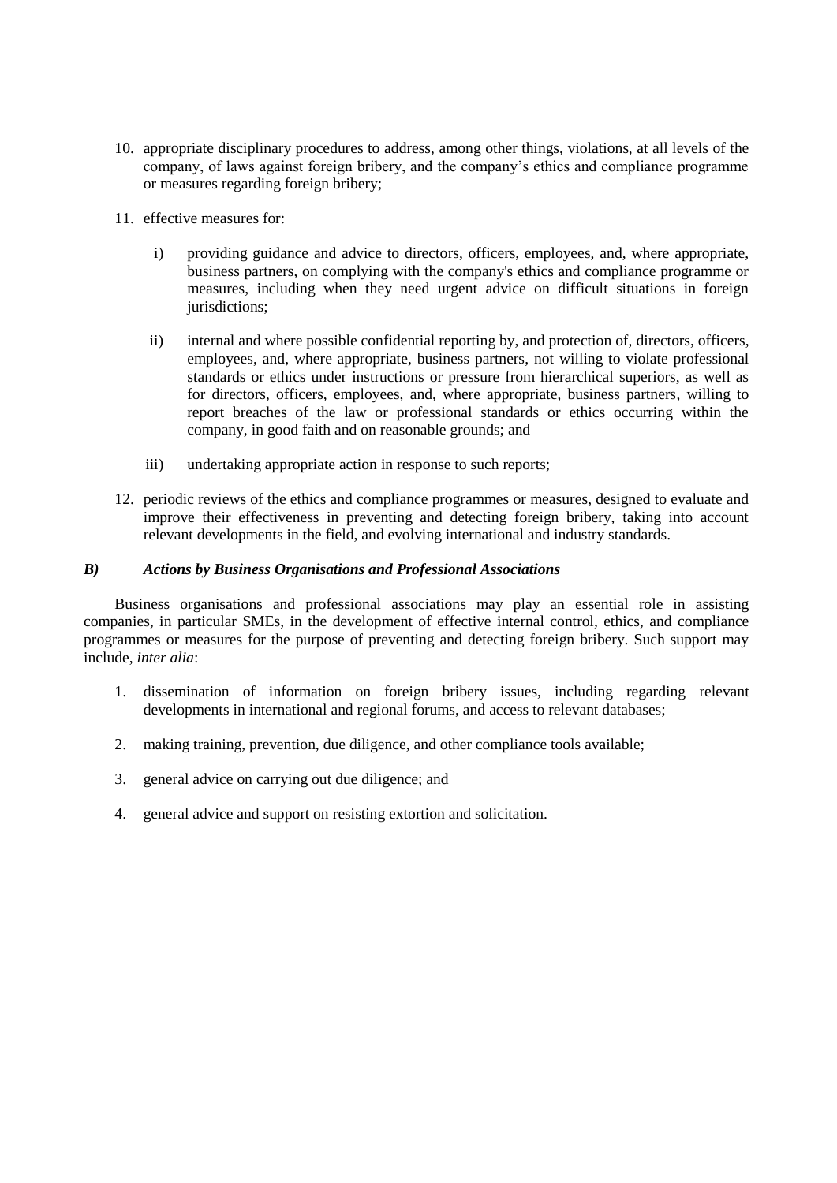10. appropriate disciplinary procedures to address, among other things, violations, at all levels of the company, of laws against foreign bribery, and the company's ethics and compliance programme or measures regarding foreign bribery;

11. effective measures for:

    i) providing guidance and advice to directors, officers, employees, and, where appropriate, business partners, on complying with the company's ethics and compliance programme or measures, including when they need urgent advice on difficult situations in foreign jurisdictions;

    ii) internal and where possible confidential reporting by, and protection of, directors, officers, employees, and, where appropriate, business partners, not willing to violate professional standards or ethics under instructions or pressure from hierarchical superiors, as well as for directors, officers, employees, and, where appropriate, business partners, willing to report breaches of the law or professional standards or ethics occurring within the company, in good faith and on reasonable grounds; and

    iii) undertaking appropriate action in response to such reports;

12. periodic reviews of the ethics and compliance programmes or measures, designed to evaluate and improve their effectiveness in preventing and detecting foreign bribery, taking into account relevant developments in the field, and evolving international and industry standards.

### *B) Actions by Business Organisations and Professional Associations*

Business organisations and professional associations may play an essential role in assisting companies, in particular SMEs, in the development of effective internal control, ethics, and compliance programmes or measures for the purpose of preventing and detecting foreign bribery. Such support may include, *inter alia*:

1. dissemination of information on foreign bribery issues, including regarding relevant developments in international and regional forums, and access to relevant databases;

2. making training, prevention, due diligence, and other compliance tools available;

3. general advice on carrying out due diligence; and

4. general advice and support on resisting extortion and solicitation.